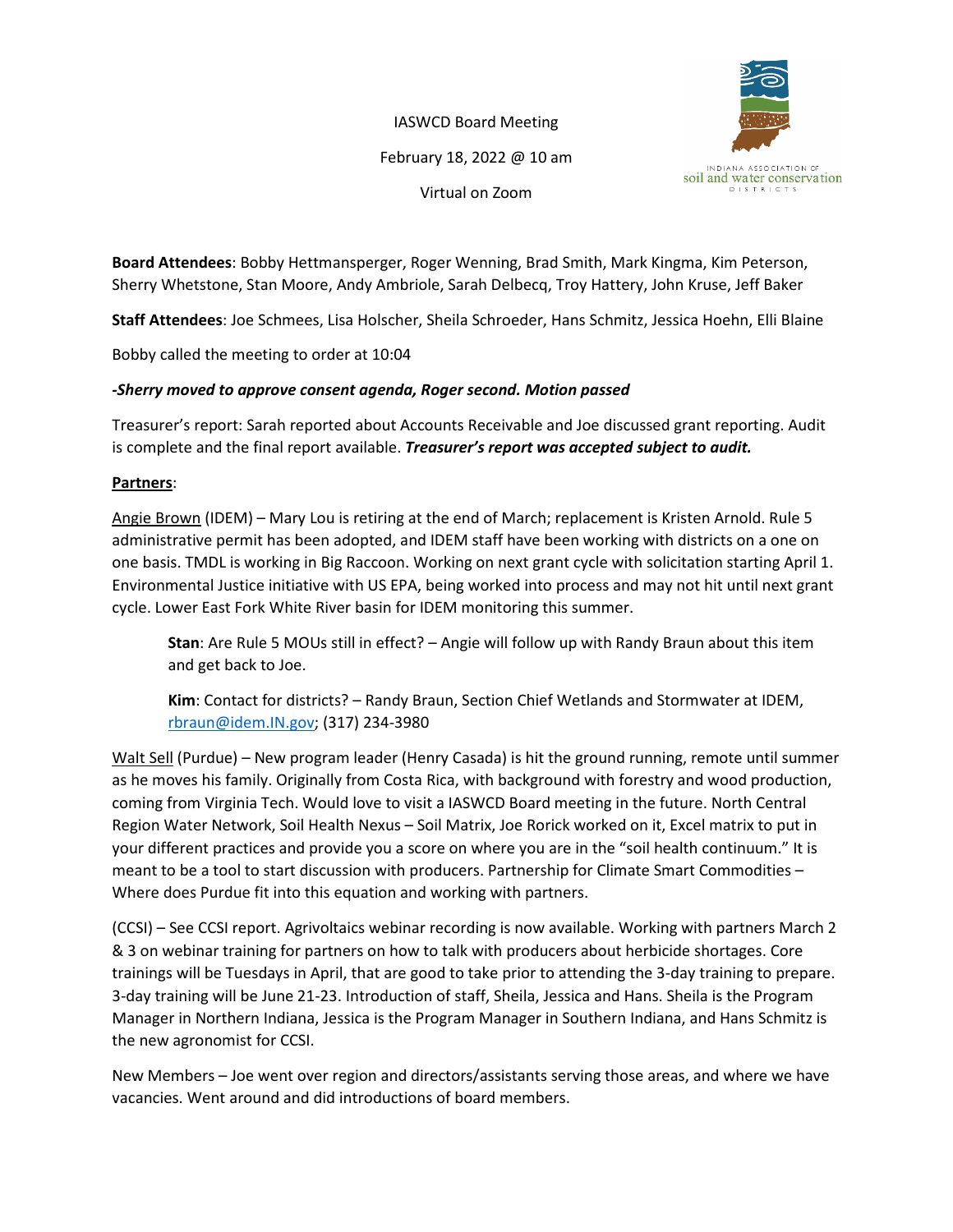IASWCD Board Meeting

February 18, 2022 @ 10 am

Virtual on Zoom

INDIANA ASSOCIATION OF soil and water conservation DISTRICTS

**Board Attendees**: Bobby Hettmansperger, Roger Wenning, Brad Smith, Mark Kingma, Kim Peterson, Sherry Whetstone, Stan Moore, Andy Ambriole, Sarah Delbecq, Troy Hattery, John Kruse, Jeff Baker

**Staff Attendees**: Joe Schmees, Lisa Holscher, Sheila Schroeder, Hans Schmitz, Jessica Hoehn, Elli Blaine

Bobby called the meeting to order at 10:04

***-Sherry moved to approve consent agenda, Roger second. Motion passed***

Treasurer's report: Sarah reported about Accounts Receivable and Joe discussed grant reporting. Audit is complete and the final report available. ***Treasurer's report was accepted subject to audit.***

**Partners**:

Angie Brown (IDEM) – Mary Lou is retiring at the end of March; replacement is Kristen Arnold. Rule 5 administrative permit has been adopted, and IDEM staff have been working with districts on a one on one basis. TMDL is working in Big Raccoon. Working on next grant cycle with solicitation starting April 1. Environmental Justice initiative with US EPA, being worked into process and may not hit until next grant cycle. Lower East Fork White River basin for IDEM monitoring this summer.

> **Stan**: Are Rule 5 MOUs still in effect? – Angie will follow up with Randy Braun about this item and get back to Joe.
>
> **Kim**: Contact for districts? – Randy Braun, Section Chief Wetlands and Stormwater at IDEM, rbraun@idem.IN.gov; (317) 234-3980

Walt Sell (Purdue) – New program leader (Henry Casada) is hit the ground running, remote until summer as he moves his family. Originally from Costa Rica, with background with forestry and wood production, coming from Virginia Tech. Would love to visit a IASWCD Board meeting in the future. North Central Region Water Network, Soil Health Nexus – Soil Matrix, Joe Rorick worked on it, Excel matrix to put in your different practices and provide you a score on where you are in the "soil health continuum." It is meant to be a tool to start discussion with producers. Partnership for Climate Smart Commodities – Where does Purdue fit into this equation and working with partners.

(CCSI) – See CCSI report. Agrivoltaics webinar recording is now available. Working with partners March 2 & 3 on webinar training for partners on how to talk with producers about herbicide shortages. Core trainings will be Tuesdays in April, that are good to take prior to attending the 3-day training to prepare. 3-day training will be June 21-23. Introduction of staff, Sheila, Jessica and Hans. Sheila is the Program Manager in Northern Indiana, Jessica is the Program Manager in Southern Indiana, and Hans Schmitz is the new agronomist for CCSI.

New Members – Joe went over region and directors/assistants serving those areas, and where we have vacancies. Went around and did introductions of board members.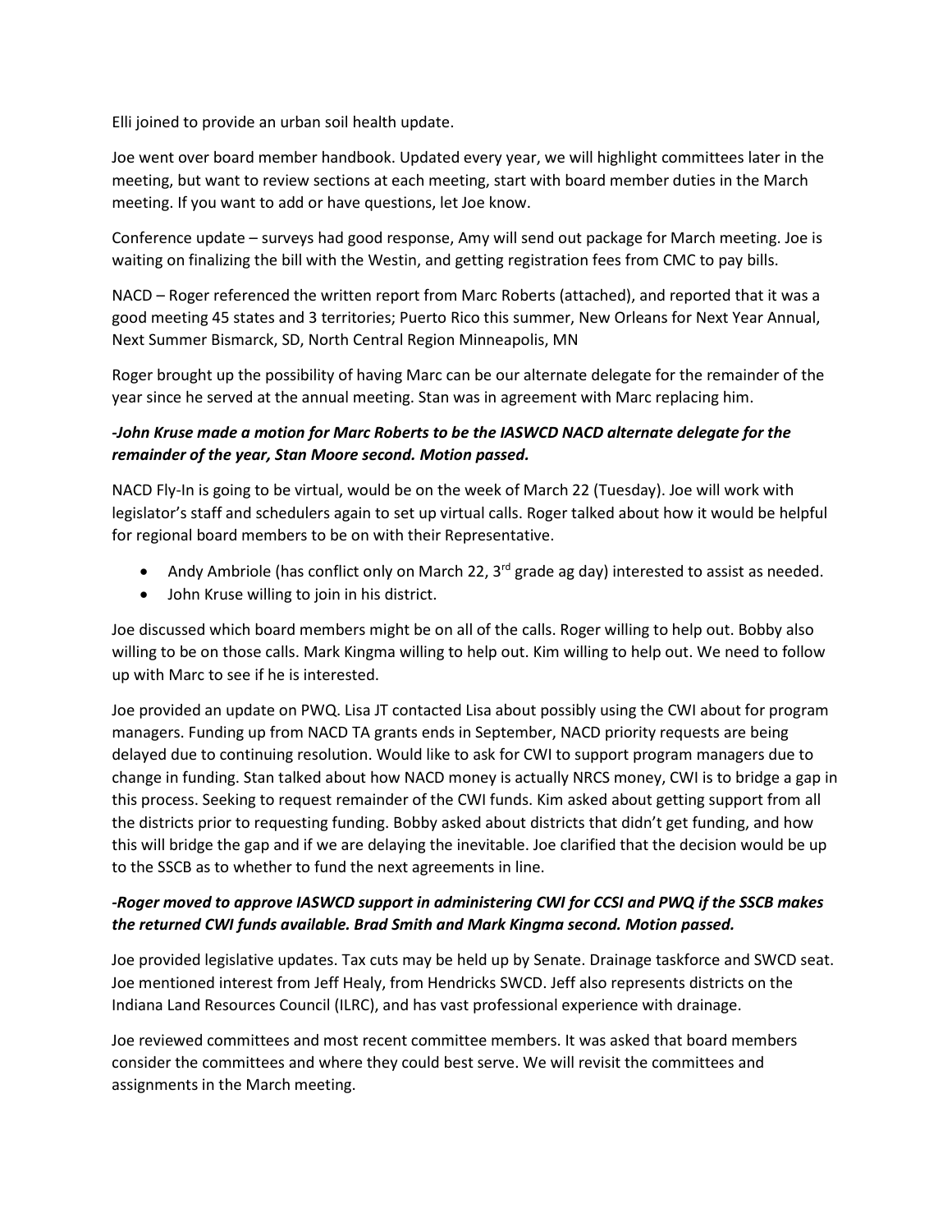Elli joined to provide an urban soil health update.

Joe went over board member handbook. Updated every year, we will highlight committees later in the meeting, but want to review sections at each meeting, start with board member duties in the March meeting. If you want to add or have questions, let Joe know.

Conference update – surveys had good response, Amy will send out package for March meeting. Joe is waiting on finalizing the bill with the Westin, and getting registration fees from CMC to pay bills.

NACD – Roger referenced the written report from Marc Roberts (attached), and reported that it was a good meeting 45 states and 3 territories; Puerto Rico this summer, New Orleans for Next Year Annual, Next Summer Bismarck, SD, North Central Region Minneapolis, MN

Roger brought up the possibility of having Marc can be our alternate delegate for the remainder of the year since he served at the annual meeting. Stan was in agreement with Marc replacing him.

***-John Kruse made a motion for Marc Roberts to be the IASWCD NACD alternate delegate for the remainder of the year, Stan Moore second. Motion passed.***

NACD Fly-In is going to be virtual, would be on the week of March 22 (Tuesday). Joe will work with legislator's staff and schedulers again to set up virtual calls. Roger talked about how it would be helpful for regional board members to be on with their Representative.

- Andy Ambriole (has conflict only on March 22, 3rd grade ag day) interested to assist as needed.
- John Kruse willing to join in his district.

Joe discussed which board members might be on all of the calls. Roger willing to help out. Bobby also willing to be on those calls. Mark Kingma willing to help out. Kim willing to help out. We need to follow up with Marc to see if he is interested.

Joe provided an update on PWQ. Lisa JT contacted Lisa about possibly using the CWI about for program managers. Funding up from NACD TA grants ends in September, NACD priority requests are being delayed due to continuing resolution. Would like to ask for CWI to support program managers due to change in funding. Stan talked about how NACD money is actually NRCS money, CWI is to bridge a gap in this process. Seeking to request remainder of the CWI funds. Kim asked about getting support from all the districts prior to requesting funding. Bobby asked about districts that didn't get funding, and how this will bridge the gap and if we are delaying the inevitable. Joe clarified that the decision would be up to the SSCB as to whether to fund the next agreements in line.

***-Roger moved to approve IASWCD support in administering CWI for CCSI and PWQ if the SSCB makes the returned CWI funds available. Brad Smith and Mark Kingma second. Motion passed.***

Joe provided legislative updates. Tax cuts may be held up by Senate. Drainage taskforce and SWCD seat. Joe mentioned interest from Jeff Healy, from Hendricks SWCD. Jeff also represents districts on the Indiana Land Resources Council (ILRC), and has vast professional experience with drainage.

Joe reviewed committees and most recent committee members. It was asked that board members consider the committees and where they could best serve. We will revisit the committees and assignments in the March meeting.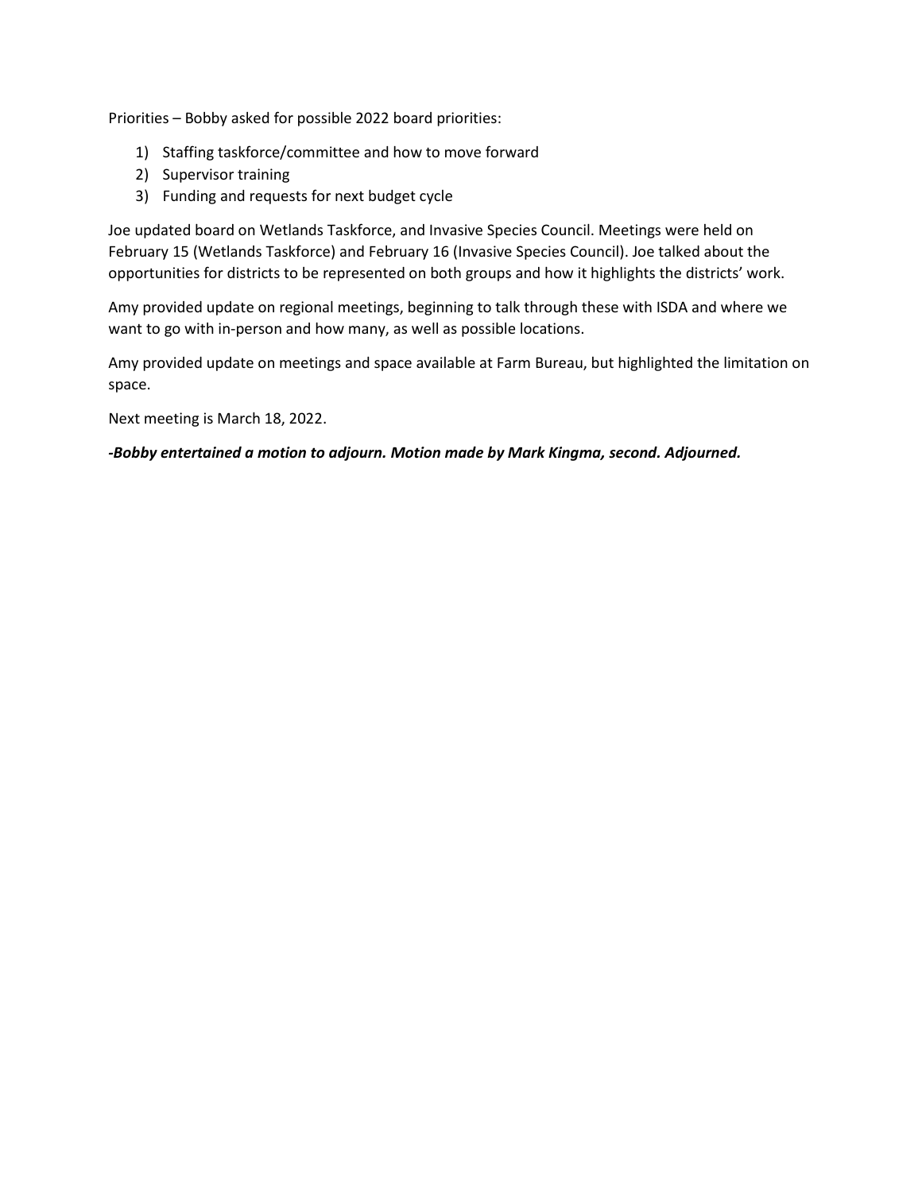Priorities – Bobby asked for possible 2022 board priorities:

1) Staffing taskforce/committee and how to move forward
2) Supervisor training
3) Funding and requests for next budget cycle

Joe updated board on Wetlands Taskforce, and Invasive Species Council. Meetings were held on February 15 (Wetlands Taskforce) and February 16 (Invasive Species Council). Joe talked about the opportunities for districts to be represented on both groups and how it highlights the districts' work.

Amy provided update on regional meetings, beginning to talk through these with ISDA and where we want to go with in-person and how many, as well as possible locations.

Amy provided update on meetings and space available at Farm Bureau, but highlighted the limitation on space.

Next meeting is March 18, 2022.

***-Bobby entertained a motion to adjourn. Motion made by Mark Kingma, second. Adjourned.***